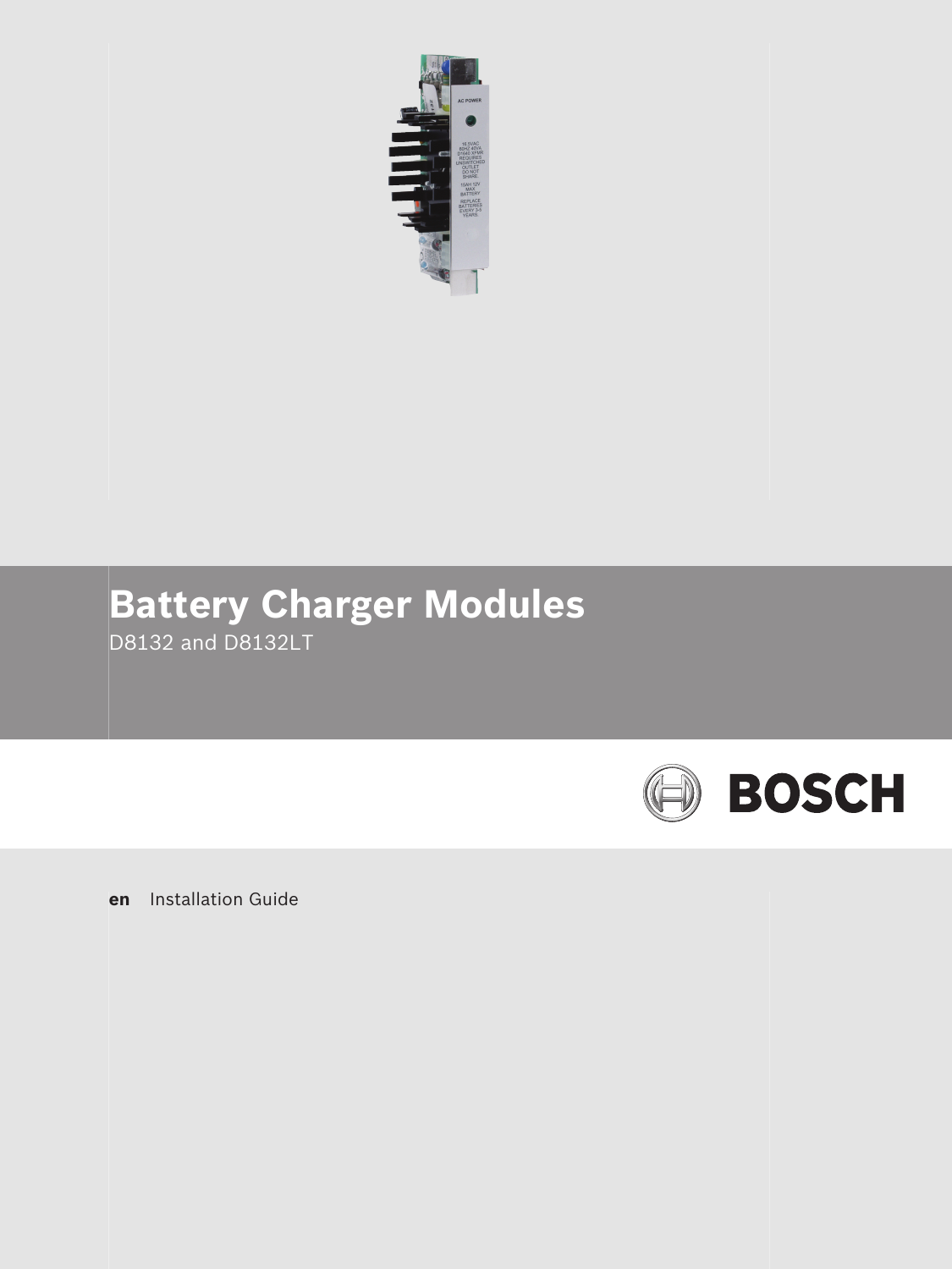# Battery Charger Modules

D8132 and D8132LT

BOSCH

**en** Installation Guide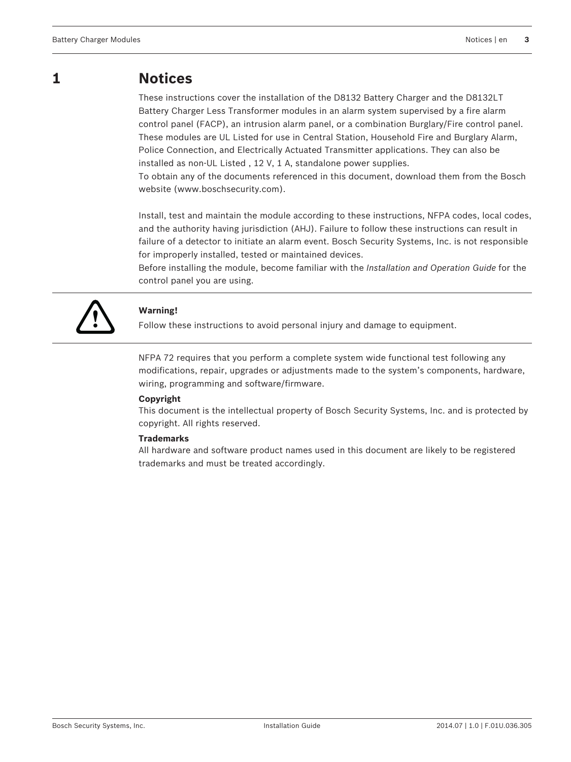# 1 Notices

These instructions cover the installation of the D8132 Battery Charger and the D8132LT Battery Charger Less Transformer modules in an alarm system supervised by a fire alarm control panel (FACP), an intrusion alarm panel, or a combination Burglary/Fire control panel. These modules are UL Listed for use in Central Station, Household Fire and Burglary Alarm, Police Connection, and Electrically Actuated Transmitter applications. They can also be installed as non-UL Listed , 12 V, 1 A, standalone power supplies.
To obtain any of the documents referenced in this document, download them from the Bosch website (www.boschsecurity.com).

Install, test and maintain the module according to these instructions, NFPA codes, local codes, and the authority having jurisdiction (AHJ). Failure to follow these instructions can result in failure of a detector to initiate an alarm event. Bosch Security Systems, Inc. is not responsible for improperly installed, tested or maintained devices.
Before installing the module, become familiar with the *Installation and Operation Guide* for the control panel you are using.

**Warning!**
Follow these instructions to avoid personal injury and damage to equipment.

NFPA 72 requires that you perform a complete system wide functional test following any modifications, repair, upgrades or adjustments made to the system's components, hardware, wiring, programming and software/firmware.

**Copyright**
This document is the intellectual property of Bosch Security Systems, Inc. and is protected by copyright. All rights reserved.

**Trademarks**
All hardware and software product names used in this document are likely to be registered trademarks and must be treated accordingly.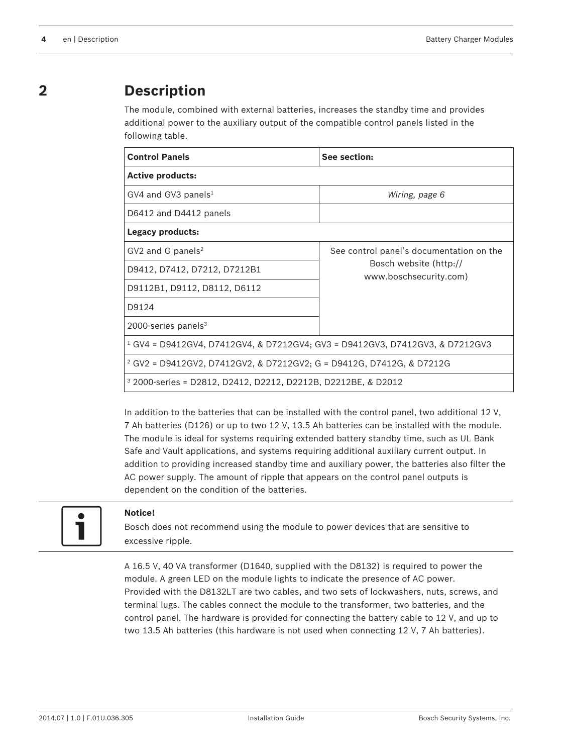# 2 Description

The module, combined with external batteries, increases the standby time and provides additional power to the auxiliary output of the compatible control panels listed in the following table.

| Control Panels | See section: |
|---|---|
| **Active products:** | |
| GV4 and GV3 panels[1] | *Wiring, page 6* |
| D6412 and D4412 panels | |
| **Legacy products:** | |
| GV2 and G panels[2] | See control panel's documentation on the Bosch website (http://www.boschsecurity.com) |
| D9412, D7412, D7212, D7212B1 | |
| D9112B1, D9112, D8112, D6112 | |
| D9124 | |
| 2000-series panels[3] | |
| [1] GV4 = D9412GV4, D7412GV4, & D7212GV4; GV3 = D9412GV3, D7412GV3, & D7212GV3 | |
| [2] GV2 = D9412GV2, D7412GV2, & D7212GV2; G = D9412G, D7412G, & D7212G | |
| [3] 2000-series = D2812, D2412, D2212, D2212B, D2212BE, & D2012 | |

In addition to the batteries that can be installed with the control panel, two additional 12 V, 7 Ah batteries (D126) or up to two 12 V, 13.5 Ah batteries can be installed with the module. The module is ideal for systems requiring extended battery standby time, such as UL Bank Safe and Vault applications, and systems requiring additional auxiliary current output. In addition to providing increased standby time and auxiliary power, the batteries also filter the AC power supply. The amount of ripple that appears on the control panel outputs is dependent on the condition of the batteries.

> **Notice!**
> Bosch does not recommend using the module to power devices that are sensitive to excessive ripple.

A 16.5 V, 40 VA transformer (D1640, supplied with the D8132) is required to power the module. A green LED on the module lights to indicate the presence of AC power.
Provided with the D8132LT are two cables, and two sets of lockwashers, nuts, screws, and terminal lugs. The cables connect the module to the transformer, two batteries, and the control panel. The hardware is provided for connecting the battery cable to 12 V, and up to two 13.5 Ah batteries (this hardware is not used when connecting 12 V, 7 Ah batteries).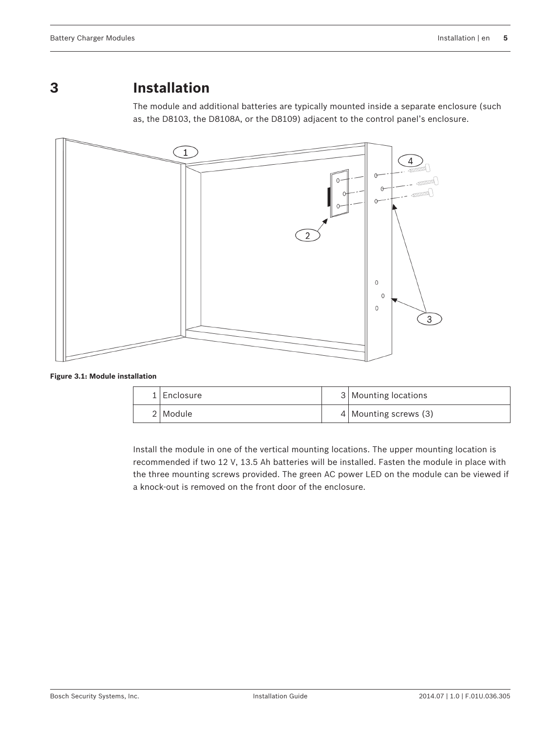# 3 Installation

The module and additional batteries are typically mounted inside a separate enclosure (such as, the D8103, the D8108A, or the D8109) adjacent to the control panel's enclosure.

**Figure 3.1: Module installation**

| 1 | Enclosure | 3 | Mounting locations |
|---|---|---|---|
| 2 | Module | 4 | Mounting screws (3) |

Install the module in one of the vertical mounting locations. The upper mounting location is recommended if two 12 V, 13.5 Ah batteries will be installed. Fasten the module in place with the three mounting screws provided. The green AC power LED on the module can be viewed if a knock-out is removed on the front door of the enclosure.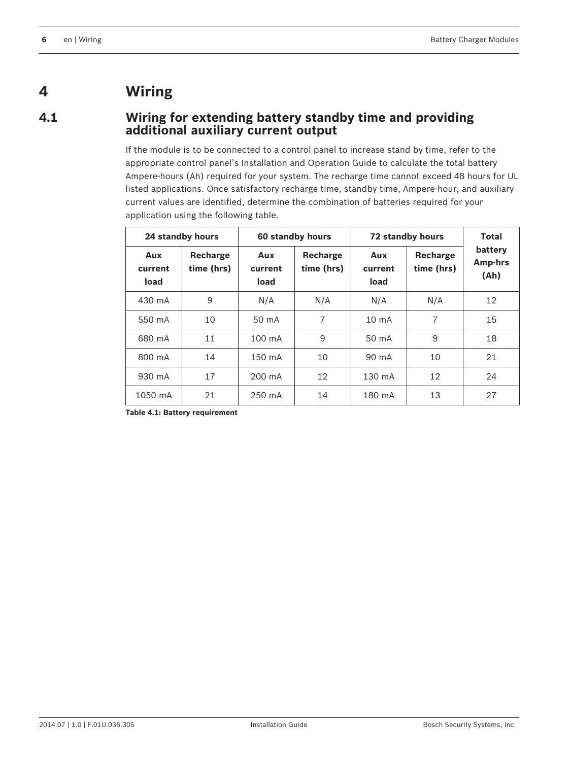# 4 Wiring

## 4.1 Wiring for extending battery standby time and providing additional auxiliary current output

If the module is to be connected to a control panel to increase stand by time, refer to the appropriate control panel's Installation and Operation Guide to calculate the total battery Ampere-hours (Ah) required for your system. The recharge time cannot exceed 48 hours for UL listed applications. Once satisfactory recharge time, standby time, Ampere-hour, and auxiliary current values are identified, determine the combination of batteries required for your application using the following table.

| 24 standby hours | | 60 standby hours | | 72 standby hours | | Total battery Amp-hrs (Ah) |
|---|---|---|---|---|---|---|
| **Aux current load** | **Recharge time (hrs)** | **Aux current load** | **Recharge time (hrs)** | **Aux current load** | **Recharge time (hrs)** | |
| 430 mA | 9 | N/A | N/A | N/A | N/A | 12 |
| 550 mA | 10 | 50 mA | 7 | 10 mA | 7 | 15 |
| 680 mA | 11 | 100 mA | 9 | 50 mA | 9 | 18 |
| 800 mA | 14 | 150 mA | 10 | 90 mA | 10 | 21 |
| 930 mA | 17 | 200 mA | 12 | 130 mA | 12 | 24 |
| 1050 mA | 21 | 250 mA | 14 | 180 mA | 13 | 27 |

**Table 4.1: Battery requirement**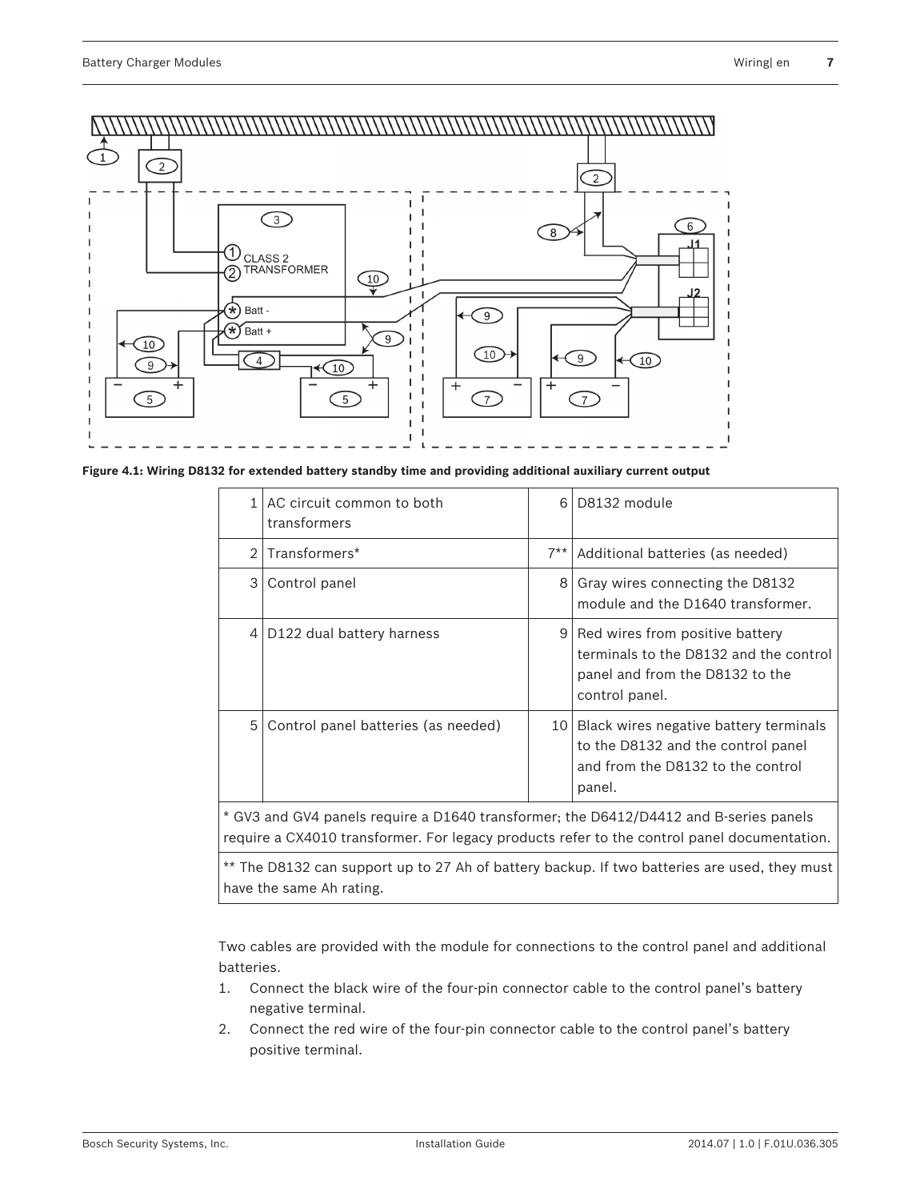**Figure 4.1: Wiring D8132 for extended battery standby time and providing additional auxiliary current output**

| | | | |
|---|---|---|---|
| 1 | AC circuit common to both transformers | 6 | D8132 module |
| 2 | Transformers* | 7** | Additional batteries (as needed) |
| 3 | Control panel | 8 | Gray wires connecting the D8132 module and the D1640 transformer. |
| 4 | D122 dual battery harness | 9 | Red wires from positive battery terminals to the D8132 and the control panel and from the D8132 to the control panel. |
| 5 | Control panel batteries (as needed) | 10 | Black wires negative battery terminals to the D8132 and the control panel and from the D8132 to the control panel. |
| * GV3 and GV4 panels require a D1640 transformer; the D6412/D4412 and B-series panels require a CX4010 transformer. For legacy products refer to the control panel documentation. | | | |
| ** The D8132 can support up to 27 Ah of battery backup. If two batteries are used, they must have the same Ah rating. | | | |

Two cables are provided with the module for connections to the control panel and additional batteries.

1. Connect the black wire of the four-pin connector cable to the control panel's battery negative terminal.
2. Connect the red wire of the four-pin connector cable to the control panel's battery positive terminal.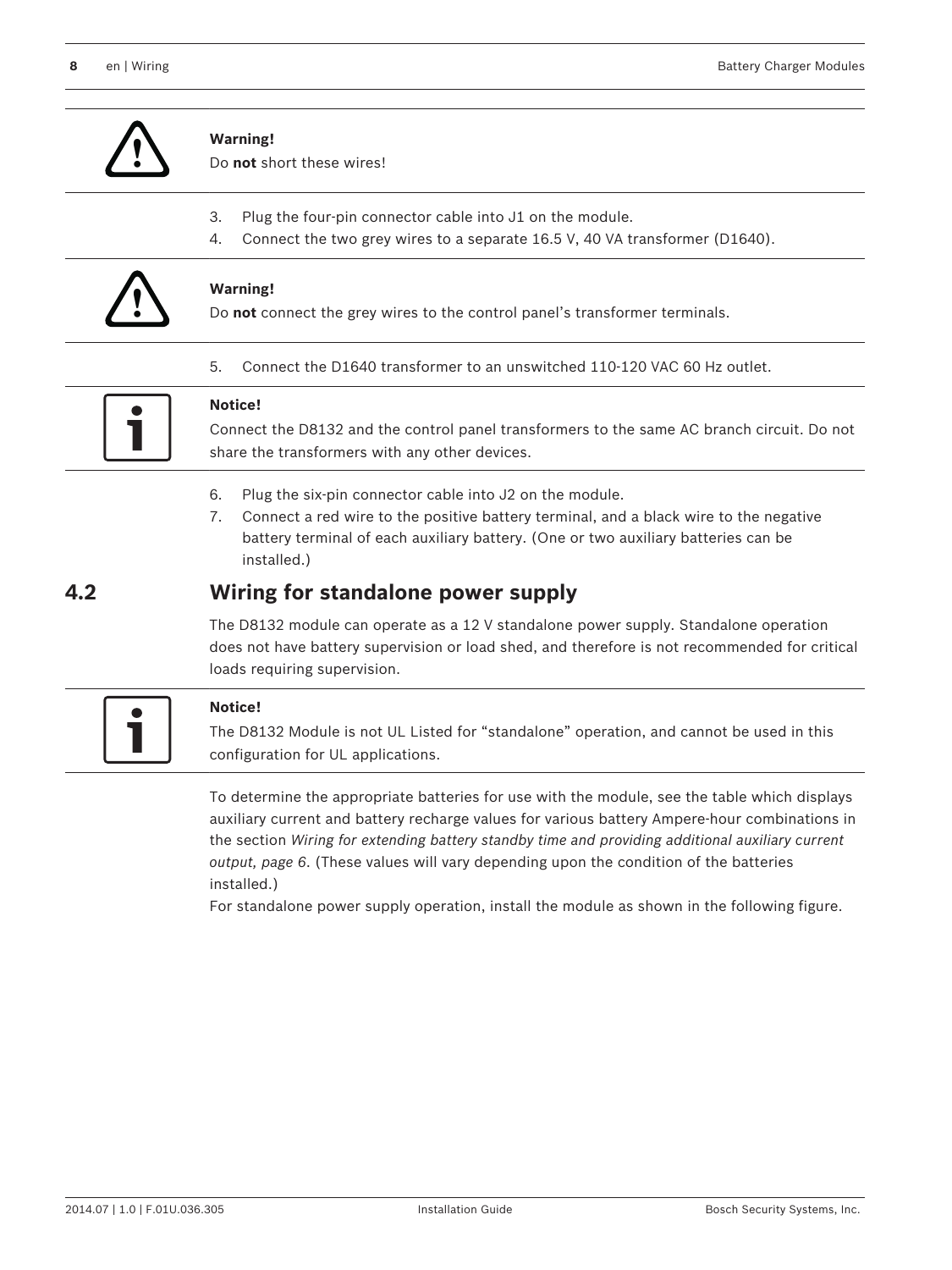**Warning!**
Do **not** short these wires!

3. Plug the four-pin connector cable into J1 on the module.
4. Connect the two grey wires to a separate 16.5 V, 40 VA transformer (D1640).

**Warning!**
Do **not** connect the grey wires to the control panel's transformer terminals.

5. Connect the D1640 transformer to an unswitched 110-120 VAC 60 Hz outlet.

**Notice!**
Connect the D8132 and the control panel transformers to the same AC branch circuit. Do not share the transformers with any other devices.

6. Plug the six-pin connector cable into J2 on the module.
7. Connect a red wire to the positive battery terminal, and a black wire to the negative battery terminal of each auxiliary battery. (One or two auxiliary batteries can be installed.)

## 4.2 Wiring for standalone power supply

The D8132 module can operate as a 12 V standalone power supply. Standalone operation does not have battery supervision or load shed, and therefore is not recommended for critical loads requiring supervision.

**Notice!**
The D8132 Module is not UL Listed for "standalone" operation, and cannot be used in this configuration for UL applications.

To determine the appropriate batteries for use with the module, see the table which displays auxiliary current and battery recharge values for various battery Ampere-hour combinations in the section *Wiring for extending battery standby time and providing additional auxiliary current output, page 6*. (These values will vary depending upon the condition of the batteries installed.)
For standalone power supply operation, install the module as shown in the following figure.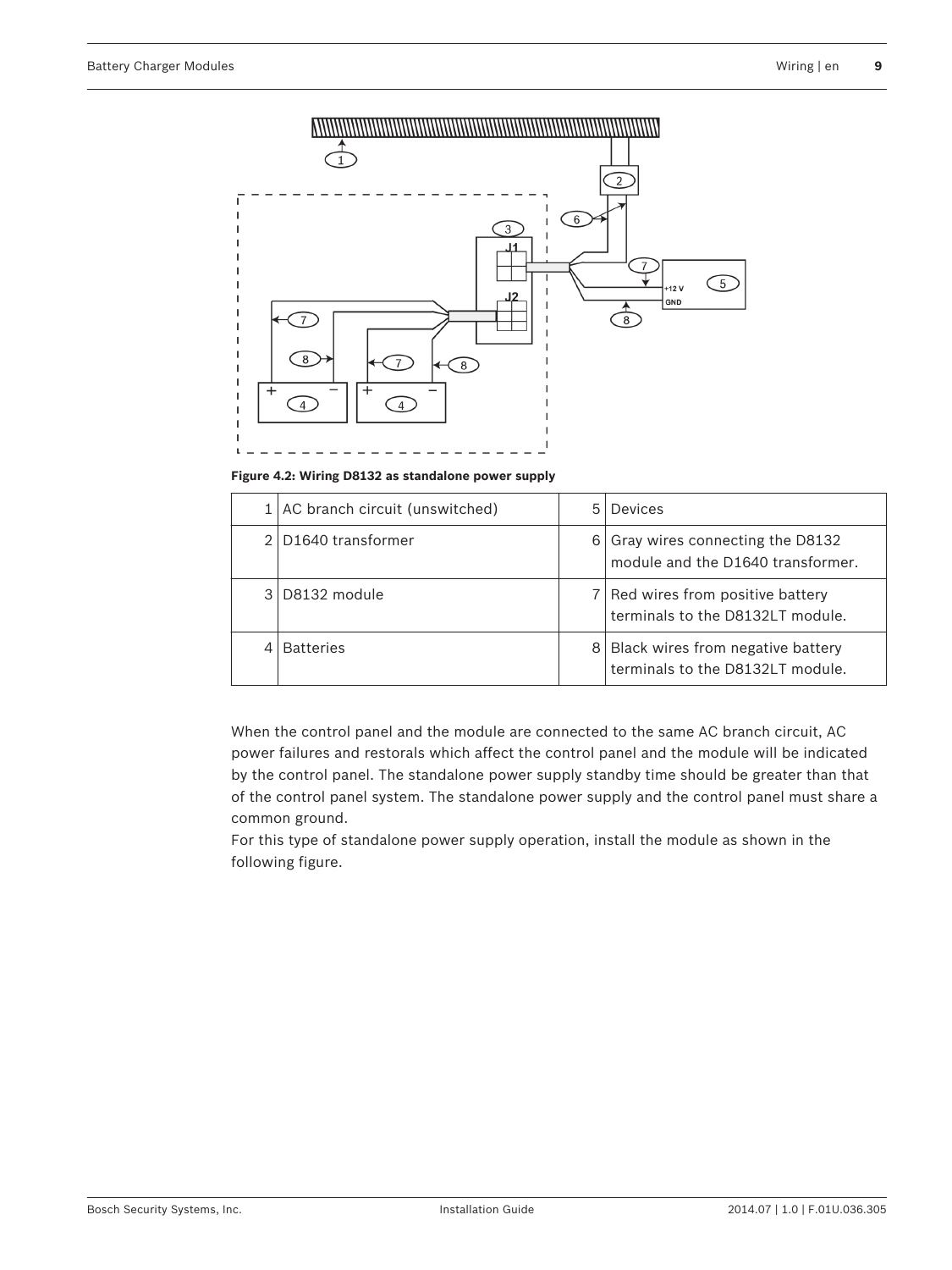**Figure 4.2: Wiring D8132 as standalone power supply**

| 1 | AC branch circuit (unswitched) | 5 | Devices |
|---|---|---|---|
| 2 | D1640 transformer | 6 | Gray wires connecting the D8132 module and the D1640 transformer. |
| 3 | D8132 module | 7 | Red wires from positive battery terminals to the D8132LT module. |
| 4 | Batteries | 8 | Black wires from negative battery terminals to the D8132LT module. |

When the control panel and the module are connected to the same AC branch circuit, AC power failures and restorals which affect the control panel and the module will be indicated by the control panel. The standalone power supply standby time should be greater than that of the control panel system. The standalone power supply and the control panel must share a common ground.

For this type of standalone power supply operation, install the module as shown in the following figure.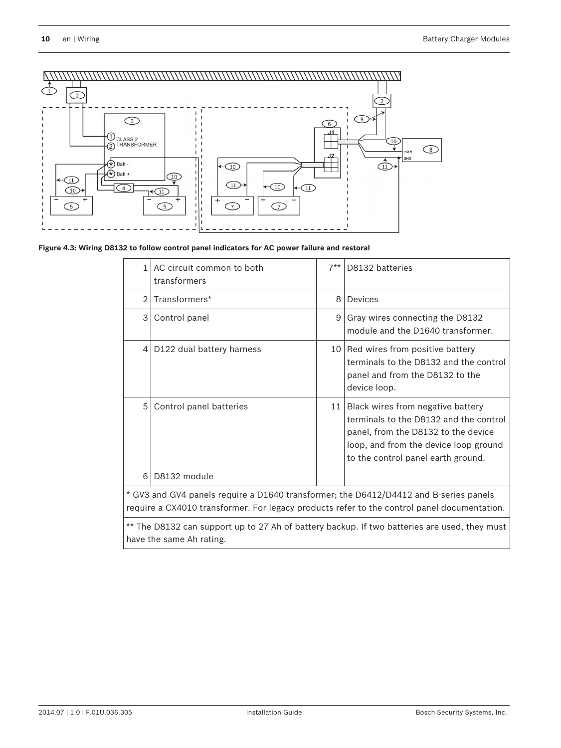**Figure 4.3: Wiring D8132 to follow control panel indicators for AC power failure and restoral**

| | | | |
|---|---|---|---|
| 1 | AC circuit common to both transformers | 7** | D8132 batteries |
| 2 | Transformers* | 8 | Devices |
| 3 | Control panel | 9 | Gray wires connecting the D8132 module and the D1640 transformer. |
| 4 | D122 dual battery harness | 10 | Red wires from positive battery terminals to the D8132 and the control panel and from the D8132 to the device loop. |
| 5 | Control panel batteries | 11 | Black wires from negative battery terminals to the D8132 and the control panel, from the D8132 to the device loop, and from the device loop ground to the control panel earth ground. |
| 6 | D8132 module | | |

* GV3 and GV4 panels require a D1640 transformer; the D6412/D4412 and B-series panels require a CX4010 transformer. For legacy products refer to the control panel documentation.

** The D8132 can support up to 27 Ah of battery backup. If two batteries are used, they must have the same Ah rating.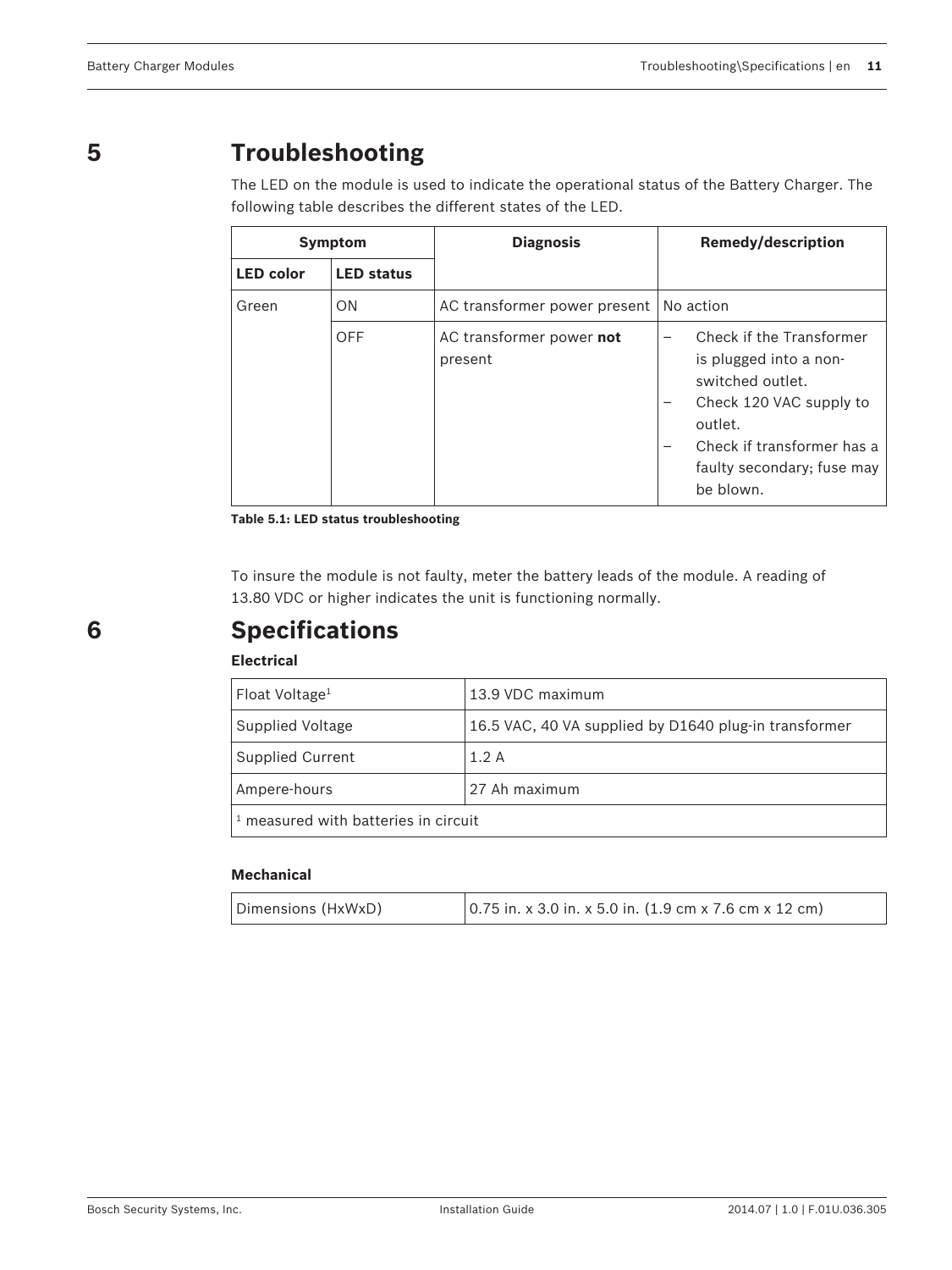# 5 Troubleshooting

The LED on the module is used to indicate the operational status of the Battery Charger. The following table describes the different states of the LED.

| Symptom | | Diagnosis | Remedy/description |
|---|---|---|---|
| **LED color** | **LED status** | | |
| Green | ON | AC transformer power present | No action |
| | OFF | AC transformer power **not** present | – Check if the Transformer is plugged into a non-switched outlet.<br>– Check 120 VAC supply to outlet.<br>– Check if transformer has a faulty secondary; fuse may be blown. |

**Table 5.1: LED status troubleshooting**

To insure the module is not faulty, meter the battery leads of the module. A reading of 13.80 VDC or higher indicates the unit is functioning normally.

# 6 Specifications

**Electrical**

| | |
|---|---|
| Float Voltage[1] | 13.9 VDC maximum |
| Supplied Voltage | 16.5 VAC, 40 VA supplied by D1640 plug-in transformer |
| Supplied Current | 1.2 A |
| Ampere-hours | 27 Ah maximum |
| [1] measured with batteries in circuit | |

**Mechanical**

| | |
|---|---|
| Dimensions (HxWxD) | 0.75 in. x 3.0 in. x 5.0 in. (1.9 cm x 7.6 cm x 12 cm) |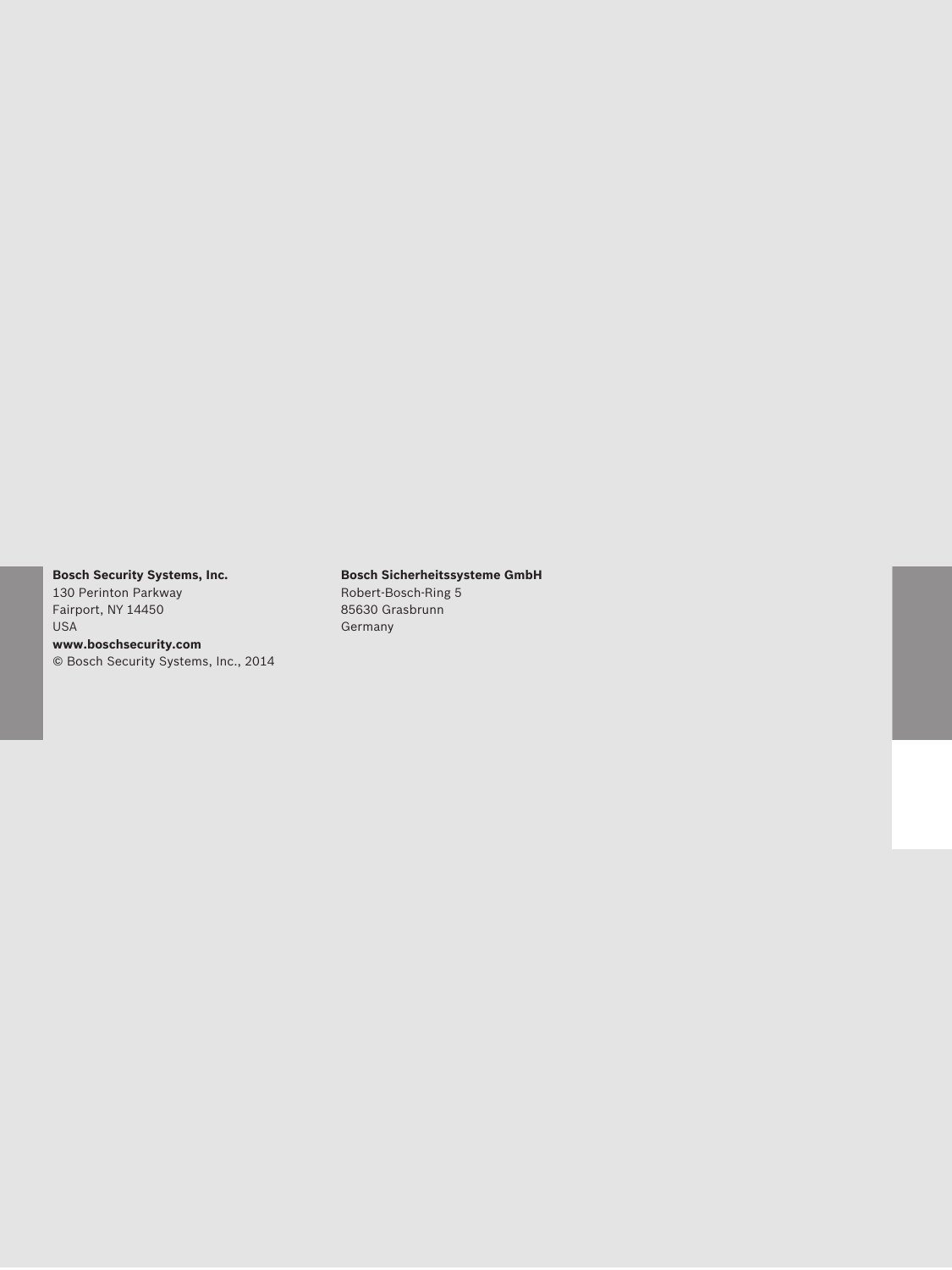**Bosch Security Systems, Inc.**
130 Perinton Parkway
Fairport, NY 14450
USA
**www.boschsecurity.com**
© Bosch Security Systems, Inc., 2014

**Bosch Sicherheitssysteme GmbH**
Robert-Bosch-Ring 5
85630 Grasbrunn
Germany